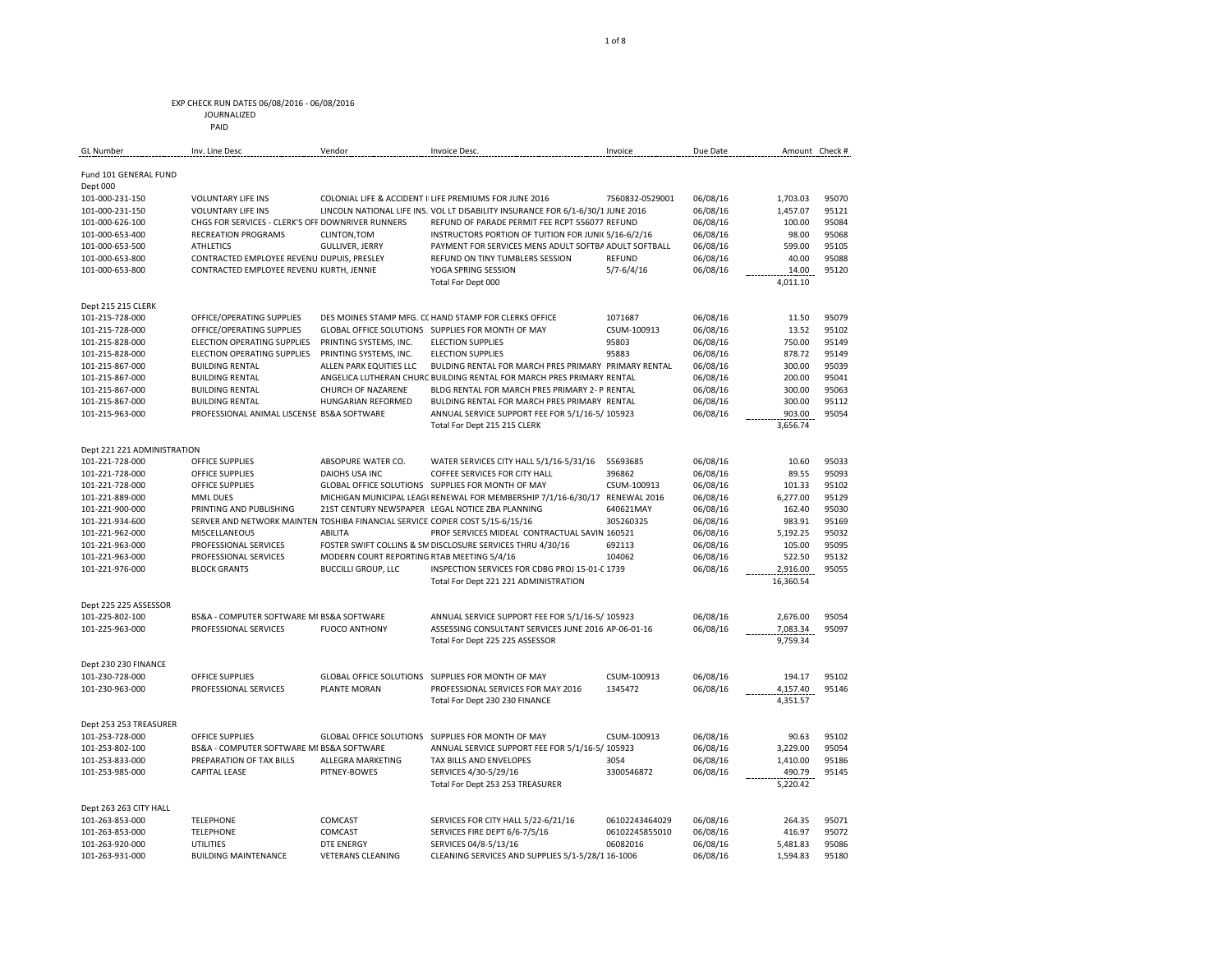EXP CHECK RUN DATES 06/08/2016 - 06/08/2016
JOURNALIZED
PAID

| GL Number | Inv. Line Desc | Vendor | Invoice Desc. | Invoice | Due Date | Amount | Check # |
|---|---|---|---|---|---|---|---|
| **Fund 101 GENERAL FUND** | | | | | | | |
| **Dept 000** | | | | | | | |
| 101-000-231-150 | VOLUNTARY LIFE INS | COLONIAL LIFE & ACCIDENT I | LIFE PREMIUMS FOR JUNE 2016 | 7560832-0529001 | 06/08/16 | 1,703.03 | 95070 |
| 101-000-231-150 | VOLUNTARY LIFE INS | LINCOLN NATIONAL LIFE INS. | VOL LT DISABILITY INSURANCE FOR 6/1-6/30/1 | JUNE 2016 | 06/08/16 | 1,457.07 | 95121 |
| 101-000-626-100 | CHGS FOR SERVICES - CLERK'S OFF | DOWNRIVER RUNNERS | REFUND OF PARADE PERMIT FEE RCPT 556077 | REFUND | 06/08/16 | 100.00 | 95084 |
| 101-000-653-400 | RECREATION PROGRAMS | CLINTON,TOM | INSTRUCTORS PORTION OF TUITION FOR JUNI( | 5/16-6/2/16 | 06/08/16 | 98.00 | 95068 |
| 101-000-653-500 | ATHLETICS | GULLIVER, JERRY | PAYMENT FOR SERVICES MENS ADULT SOFTBA | ADULT SOFTBALL | 06/08/16 | 599.00 | 95105 |
| 101-000-653-800 | CONTRACTED EMPLOYEE REVENU | DUPUIS, PRESLEY | REFUND ON TINY TUMBLERS SESSION | REFUND | 06/08/16 | 40.00 | 95088 |
| 101-000-653-800 | CONTRACTED EMPLOYEE REVENU | KURTH, JENNIE | YOGA SPRING SESSION | 5/7-6/4/16 | 06/08/16 | 14.00 | 95120 |
| | | | Total For Dept 000 | | | 4,011.10 | |
| **Dept 215 215 CLERK** | | | | | | | |
| 101-215-728-000 | OFFICE/OPERATING SUPPLIES | DES MOINES STAMP MFG. CC | HAND STAMP FOR CLERKS OFFICE | 1071687 | 06/08/16 | 11.50 | 95079 |
| 101-215-728-000 | OFFICE/OPERATING SUPPLIES | GLOBAL OFFICE SOLUTIONS | SUPPLIES FOR MONTH OF MAY | CSUM-100913 | 06/08/16 | 13.52 | 95102 |
| 101-215-828-000 | ELECTION OPERATING SUPPLIES | PRINTING SYSTEMS, INC. | ELECTION SUPPLIES | 95803 | 06/08/16 | 750.00 | 95149 |
| 101-215-828-000 | ELECTION OPERATING SUPPLIES | PRINTING SYSTEMS, INC. | ELECTION SUPPLIES | 95883 | 06/08/16 | 878.72 | 95149 |
| 101-215-867-000 | BUILDING RENTAL | ALLEN PARK EQUITIES LLC | BULDING RENTAL FOR MARCH PRES PRIMARY | PRIMARY RENTAL | 06/08/16 | 300.00 | 95039 |
| 101-215-867-000 | BUILDING RENTAL | ANGELICA LUTHERAN CHURC | BUILDING RENTAL FOR MARCH PRES PRIMARY | RENTAL | 06/08/16 | 200.00 | 95041 |
| 101-215-867-000 | BUILDING RENTAL | CHURCH OF NAZARENE | BLDG RENTAL FOR MARCH PRES PRIMARY 2- P | RENTAL | 06/08/16 | 300.00 | 95063 |
| 101-215-867-000 | BUILDING RENTAL | HUNGARIAN REFORMED | BULDING RENTAL FOR MARCH PRES PRIMARY | RENTAL | 06/08/16 | 300.00 | 95112 |
| 101-215-963-000 | PROFESSIONAL ANIMAL LISCENSE | BS&A SOFTWARE | ANNUAL SERVICE SUPPORT FEE FOR 5/1/16-5/ | 105923 | 06/08/16 | 903.00 | 95054 |
| | | | Total For Dept 215 215 CLERK | | | 3,656.74 | |
| **Dept 221 221 ADMINISTRATION** | | | | | | | |
| 101-221-728-000 | OFFICE SUPPLIES | ABSOPURE WATER CO. | WATER SERVICES CITY HALL 5/1/16-5/31/16 | 55693685 | 06/08/16 | 10.60 | 95033 |
| 101-221-728-000 | OFFICE SUPPLIES | DAIOHS USA INC | COFFEE SERVICES FOR CITY HALL | 396862 | 06/08/16 | 89.55 | 95093 |
| 101-221-728-000 | OFFICE SUPPLIES | GLOBAL OFFICE SOLUTIONS | SUPPLIES FOR MONTH OF MAY | CSUM-100913 | 06/08/16 | 101.33 | 95102 |
| 101-221-889-000 | MML DUES | MICHIGAN MUNICIPAL LEAGI | RENEWAL FOR MEMBERSHIP 7/1/16-6/30/17 | RENEWAL 2016 | 06/08/16 | 6,277.00 | 95129 |
| 101-221-900-000 | PRINTING AND PUBLISHING | 21ST CENTURY NEWSPAPER | LEGAL NOTICE ZBA PLANNING | 640621MAY | 06/08/16 | 162.40 | 95030 |
| 101-221-934-600 | SERVER AND NETWORK MAINTEN | TOSHIBA FINANCIAL SERVICE | COPIER COST 5/15-6/15/16 | 305260325 | 06/08/16 | 983.91 | 95169 |
| 101-221-962-000 | MISCELLANEOUS | ABILITA | PROF SERVICES MIDEAL CONTRACTUAL SAVIN | 160521 | 06/08/16 | 5,192.25 | 95032 |
| 101-221-963-000 | PROFESSIONAL SERVICES | FOSTER SWIFT COLLINS & SM | DISCLOSURE SERVICES THRU 4/30/16 | 692113 | 06/08/16 | 105.00 | 95095 |
| 101-221-963-000 | PROFESSIONAL SERVICES | MODERN COURT REPORTING | RTAB MEETING 5/4/16 | 104062 | 06/08/16 | 522.50 | 95132 |
| 101-221-976-000 | BLOCK GRANTS | BUCCILLI GROUP, LLC | INSPECTION SERVICES FOR CDBG PROJ 15-01-C | 1739 | 06/08/16 | 2,916.00 | 95055 |
| | | | Total For Dept 221 221 ADMINISTRATION | | | 16,360.54 | |
| **Dept 225 225 ASSESSOR** | | | | | | | |
| 101-225-802-100 | BS&A - COMPUTER SOFTWARE MI | BS&A SOFTWARE | ANNUAL SERVICE SUPPORT FEE FOR 5/1/16-5/ | 105923 | 06/08/16 | 2,676.00 | 95054 |
| 101-225-963-000 | PROFESSIONAL SERVICES | FUOCO ANTHONY | ASSESSING CONSULTANT SERVICES JUNE 2016 | AP-06-01-16 | 06/08/16 | 7,083.34 | 95097 |
| | | | Total For Dept 225 225 ASSESSOR | | | 9,759.34 | |
| **Dept 230 230 FINANCE** | | | | | | | |
| 101-230-728-000 | OFFICE SUPPLIES | GLOBAL OFFICE SOLUTIONS | SUPPLIES FOR MONTH OF MAY | CSUM-100913 | 06/08/16 | 194.17 | 95102 |
| 101-230-963-000 | PROFESSIONAL SERVICES | PLANTE MORAN | PROFESSIONAL SERVICES FOR MAY 2016 | 1345472 | 06/08/16 | 4,157.40 | 95146 |
| | | | Total For Dept 230 230 FINANCE | | | 4,351.57 | |
| **Dept 253 253 TREASURER** | | | | | | | |
| 101-253-728-000 | OFFICE SUPPLIES | GLOBAL OFFICE SOLUTIONS | SUPPLIES FOR MONTH OF MAY | CSUM-100913 | 06/08/16 | 90.63 | 95102 |
| 101-253-802-100 | BS&A - COMPUTER SOFTWARE MI | BS&A SOFTWARE | ANNUAL SERVICE SUPPORT FEE FOR 5/1/16-5/ | 105923 | 06/08/16 | 3,229.00 | 95054 |
| 101-253-833-000 | PREPARATION OF TAX BILLS | ALLEGRA MARKETING | TAX BILLS AND ENVELOPES | 3054 | 06/08/16 | 1,410.00 | 95186 |
| 101-253-985-000 | CAPITAL LEASE | PITNEY-BOWES | SERVICES 4/30-5/29/16 | 3300546872 | 06/08/16 | 490.79 | 95145 |
| | | | Total For Dept 253 253 TREASURER | | | 5,220.42 | |
| **Dept 263 263 CITY HALL** | | | | | | | |
| 101-263-853-000 | TELEPHONE | COMCAST | SERVICES FOR CITY HALL 5/22-6/21/16 | 06102243464029 | 06/08/16 | 264.35 | 95071 |
| 101-263-853-000 | TELEPHONE | COMCAST | SERVICES FIRE DEPT 6/6-7/5/16 | 06102245855010 | 06/08/16 | 416.97 | 95072 |
| 101-263-920-000 | UTILITIES | DTE ENERGY | SERVICES 04/8-5/13/16 | 06082016 | 06/08/16 | 5,481.83 | 95086 |
| 101-263-931-000 | BUILDING MAINTENANCE | VETERANS CLEANING | CLEANING SERVICES AND SUPPLIES 5/1-5/28/1 | 16-1006 | 06/08/16 | 1,594.83 | 95180 |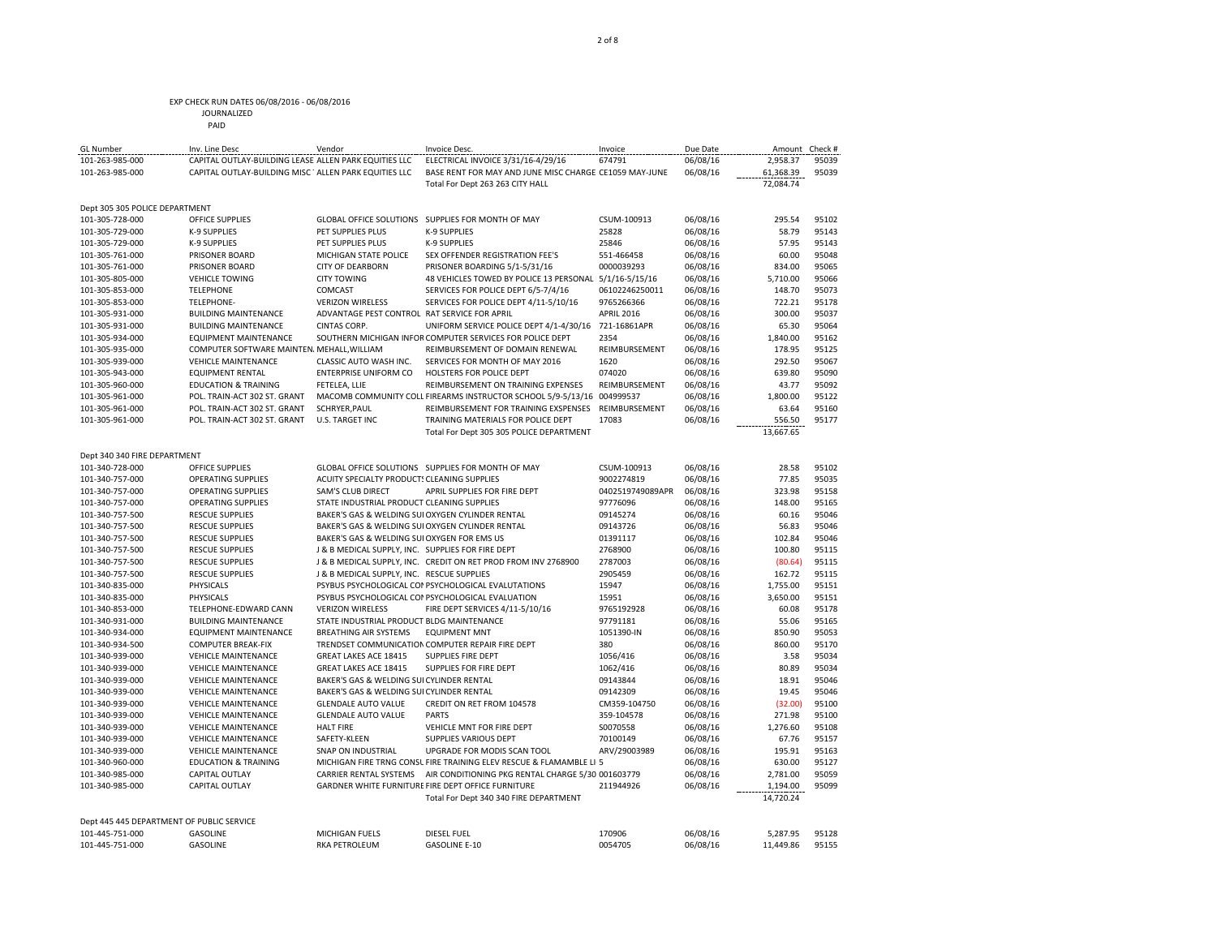EXP CHECK RUN DATES 06/08/2016 - 06/08/2016
JOURNALIZED
PAID

| GL Number | Inv. Line Desc | Vendor | Invoice Desc. | Invoice | Due Date | Amount | Check # |
|---|---|---|---|---|---|---|---|
| 101-263-985-000 | CAPITAL OUTLAY-BUILDING LEASE | ALLEN PARK EQUITIES LLC | ELECTRICAL INVOICE 3/31/16-4/29/16 | 674791 | 06/08/16 | 2,958.37 | 95039 |
| 101-263-985-000 | CAPITAL OUTLAY-BUILDING MISC | ALLEN PARK EQUITIES LLC | BASE RENT FOR MAY AND JUNE MISC CHARGE | CE1059 MAY-JUNE | 06/08/16 | 61,368.39 | 95039 |
| | | | Total For Dept 263 263 CITY HALL | | | 72,084.74 | |
| Dept 305 305 POLICE DEPARTMENT | | | | | | | |
| 101-305-728-000 | OFFICE SUPPLIES | GLOBAL OFFICE SOLUTIONS | SUPPLIES FOR MONTH OF MAY | CSUM-100913 | 06/08/16 | 295.54 | 95102 |
| 101-305-729-000 | K-9 SUPPLIES | PET SUPPLIES PLUS | K-9 SUPPLIES | 25828 | 06/08/16 | 58.79 | 95143 |
| 101-305-729-000 | K-9 SUPPLIES | PET SUPPLIES PLUS | K-9 SUPPLIES | 25846 | 06/08/16 | 57.95 | 95143 |
| 101-305-761-000 | PRISONER BOARD | MICHIGAN STATE POLICE | SEX OFFENDER REGISTRATION FEE'S | 551-466458 | 06/08/16 | 60.00 | 95048 |
| 101-305-761-000 | PRISONER BOARD | CITY OF DEARBORN | PRISONER BOARDING 5/1-5/31/16 | 0000039293 | 06/08/16 | 834.00 | 95065 |
| 101-305-805-000 | VEHICLE TOWING | CITY TOWING | 48 VEHICLES TOWED BY POLICE 13 PERSONAL | 5/1/16-5/15/16 | 06/08/16 | 5,710.00 | 95066 |
| 101-305-853-000 | TELEPHONE | COMCAST | SERVICES FOR POLICE DEPT 6/5-7/4/16 | 06102246250011 | 06/08/16 | 148.70 | 95073 |
| 101-305-853-000 | TELEPHONE- | VERIZON WIRELESS | SERVICES FOR POLICE DEPT 4/11-5/10/16 | 9765266366 | 06/08/16 | 722.21 | 95178 |
| 101-305-931-000 | BUILDING MAINTENANCE | ADVANTAGE PEST CONTROL | RAT SERVICE FOR APRIL | APRIL 2016 | 06/08/16 | 300.00 | 95037 |
| 101-305-931-000 | BUILDING MAINTENANCE | CINTAS CORP. | UNIFORM SERVICE POLICE DEPT 4/1-4/30/16 | 721-16861APR | 06/08/16 | 65.30 | 95064 |
| 101-305-934-000 | EQUIPMENT MAINTENANCE | SOUTHERN MICHIGAN INFOR | COMPUTER SERVICES FOR POLICE DEPT | 2354 | 06/08/16 | 1,840.00 | 95162 |
| 101-305-935-000 | COMPUTER SOFTWARE MAINTEN | MEHALL,WILLIAM | REIMBURSEMENT OF DOMAIN RENEWAL | REIMBURSEMENT | 06/08/16 | 178.95 | 95125 |
| 101-305-939-000 | VEHICLE MAINTENANCE | CLASSIC AUTO WASH INC. | SERVICES FOR MONTH OF MAY 2016 | 1620 | 06/08/16 | 292.50 | 95067 |
| 101-305-943-000 | EQUIPMENT RENTAL | ENTERPRISE UNIFORM CO | HOLSTERS FOR POLICE DEPT | 074020 | 06/08/16 | 639.80 | 95090 |
| 101-305-960-000 | EDUCATION & TRAINING | FETELEA, LLIE | REIMBURSEMENT ON TRAINING EXPENSES | REIMBURSEMENT | 06/08/16 | 43.77 | 95092 |
| 101-305-961-000 | POL. TRAIN-ACT 302 ST. GRANT | MACOMB COMMUNITY COLL | FIREARMS INSTRUCTOR SCHOOL 5/9-5/13/16 | 004999537 | 06/08/16 | 1,800.00 | 95122 |
| 101-305-961-000 | POL. TRAIN-ACT 302 ST. GRANT | SCHRYER,PAUL | REIMBURSEMENT FOR TRAINING EXSPENSES | REIMBURSEMENT | 06/08/16 | 63.64 | 95160 |
| 101-305-961-000 | POL. TRAIN-ACT 302 ST. GRANT | U.S. TARGET INC | TRAINING MATERIALS FOR POLICE DEPT | 17083 | 06/08/16 | 556.50 | 95177 |
| | | | Total For Dept 305 305 POLICE DEPARTMENT | | | 13,667.65 | |
| Dept 340 340 FIRE DEPARTMENT | | | | | | | |
| 101-340-728-000 | OFFICE SUPPLIES | GLOBAL OFFICE SOLUTIONS | SUPPLIES FOR MONTH OF MAY | CSUM-100913 | 06/08/16 | 28.58 | 95102 |
| 101-340-757-000 | OPERATING SUPPLIES | ACUITY SPECIALTY PRODUCTS | CLEANING SUPPLIES | 9002274819 | 06/08/16 | 77.85 | 95035 |
| 101-340-757-000 | OPERATING SUPPLIES | SAM'S CLUB DIRECT | APRIL SUPPLIES FOR FIRE DEPT | 0402519749089APR | 06/08/16 | 323.98 | 95158 |
| 101-340-757-000 | OPERATING SUPPLIES | STATE INDUSTRIAL PRODUCT | CLEANING SUPPLIES | 97776096 | 06/08/16 | 148.00 | 95165 |
| 101-340-757-500 | RESCUE SUPPLIES | BAKER'S GAS & WELDING SUI | OXYGEN CYLINDER RENTAL | 09145274 | 06/08/16 | 60.16 | 95046 |
| 101-340-757-500 | RESCUE SUPPLIES | BAKER'S GAS & WELDING SUI | OXYGEN CYLINDER RENTAL | 09143726 | 06/08/16 | 56.83 | 95046 |
| 101-340-757-500 | RESCUE SUPPLIES | BAKER'S GAS & WELDING SUI | OXYGEN FOR EMS US | 01391117 | 06/08/16 | 102.84 | 95046 |
| 101-340-757-500 | RESCUE SUPPLIES | J & B MEDICAL SUPPLY, INC. | SUPPLIES FOR FIRE DEPT | 2768900 | 06/08/16 | 100.80 | 95115 |
| 101-340-757-500 | RESCUE SUPPLIES | J & B MEDICAL SUPPLY, INC. | CREDIT ON RET PROD FROM INV 2768900 | 2787003 | 06/08/16 | (80.64) | 95115 |
| 101-340-757-500 | RESCUE SUPPLIES | J & B MEDICAL SUPPLY, INC. | RESCUE SUPPLIES | 2905459 | 06/08/16 | 162.72 | 95115 |
| 101-340-835-000 | PHYSICALS | PSYBUS PSYCHOLOGICAL CO | PSYCHOLOGICAL EVALUTATIONS | 15947 | 06/08/16 | 1,755.00 | 95151 |
| 101-340-835-000 | PHYSICALS | PSYBUS PSYCHOLOGICAL CO | PSYCHOLOGICAL EVALUATION | 15951 | 06/08/16 | 3,650.00 | 95151 |
| 101-340-853-000 | TELEPHONE-EDWARD CANN | VERIZON WIRELESS | FIRE DEPT SERVICES 4/11-5/10/16 | 9765192928 | 06/08/16 | 60.08 | 95178 |
| 101-340-931-000 | BUILDING MAINTENANCE | STATE INDUSTRIAL PRODUCT | BLDG MAINTENANCE | 97791181 | 06/08/16 | 55.06 | 95165 |
| 101-340-934-000 | EQUIPMENT MAINTENANCE | BREATHING AIR SYSTEMS | EQUIPMENT MNT | 1051390-IN | 06/08/16 | 850.90 | 95053 |
| 101-340-934-500 | COMPUTER BREAK-FIX | TRENDSET COMMUNICATION | COMPUTER REPAIR FIRE DEPT | 380 | 06/08/16 | 860.00 | 95170 |
| 101-340-939-000 | VEHICLE MAINTENANCE | GREAT LAKES ACE 18415 | SUPPLIES FIRE DEPT | 1056/416 | 06/08/16 | 3.58 | 95034 |
| 101-340-939-000 | VEHICLE MAINTENANCE | GREAT LAKES ACE 18415 | SUPPLIES FOR FIRE DEPT | 1062/416 | 06/08/16 | 80.89 | 95034 |
| 101-340-939-000 | VEHICLE MAINTENANCE | BAKER'S GAS & WELDING SUI | CYLINDER RENTAL | 09143844 | 06/08/16 | 18.91 | 95046 |
| 101-340-939-000 | VEHICLE MAINTENANCE | BAKER'S GAS & WELDING SUI | CYLINDER RENTAL | 09142309 | 06/08/16 | 19.45 | 95046 |
| 101-340-939-000 | VEHICLE MAINTENANCE | GLENDALE AUTO VALUE | CREDIT ON RET FROM 104578 | CM359-104750 | 06/08/16 | (32.00) | 95100 |
| 101-340-939-000 | VEHICLE MAINTENANCE | GLENDALE AUTO VALUE | PARTS | 359-104578 | 06/08/16 | 271.98 | 95100 |
| 101-340-939-000 | VEHICLE MAINTENANCE | HALT FIRE | VEHICLE MNT FOR FIRE DEPT | S0070558 | 06/08/16 | 1,276.60 | 95108 |
| 101-340-939-000 | VEHICLE MAINTENANCE | SAFETY-KLEEN | SUPPLIES VARIOUS DEPT | 70100149 | 06/08/16 | 67.76 | 95157 |
| 101-340-939-000 | VEHICLE MAINTENANCE | SNAP ON INDUSTRIAL | UPGRADE FOR MODIS SCAN TOOL | ARV/29003989 | 06/08/16 | 195.91 | 95163 |
| 101-340-960-000 | EDUCATION & TRAINING | MICHIGAN FIRE TRNG CONSL | FIRE TRAINING ELEV RESCUE & FLAMAMBLE LI | 5 | 06/08/16 | 630.00 | 95127 |
| 101-340-985-000 | CAPITAL OUTLAY | CARRIER RENTAL SYSTEMS | AIR CONDITIONING PKG RENTAL CHARGE 5/30 | 001603779 | 06/08/16 | 2,781.00 | 95059 |
| 101-340-985-000 | CAPITAL OUTLAY | GARDNER WHITE FURNITURE | FIRE DEPT OFFICE FURNITURE | 211944926 | 06/08/16 | 1,194.00 | 95099 |
| | | | Total For Dept 340 340 FIRE DEPARTMENT | | | 14,720.24 | |
| Dept 445 445 DEPARTMENT OF PUBLIC SERVICE | | | | | | | |
| 101-445-751-000 | GASOLINE | MICHIGAN FUELS | DIESEL FUEL | 170906 | 06/08/16 | 5,287.95 | 95128 |
| 101-445-751-000 | GASOLINE | RKA PETROLEUM | GASOLINE E-10 | 0054705 | 06/08/16 | 11,449.86 | 95155 |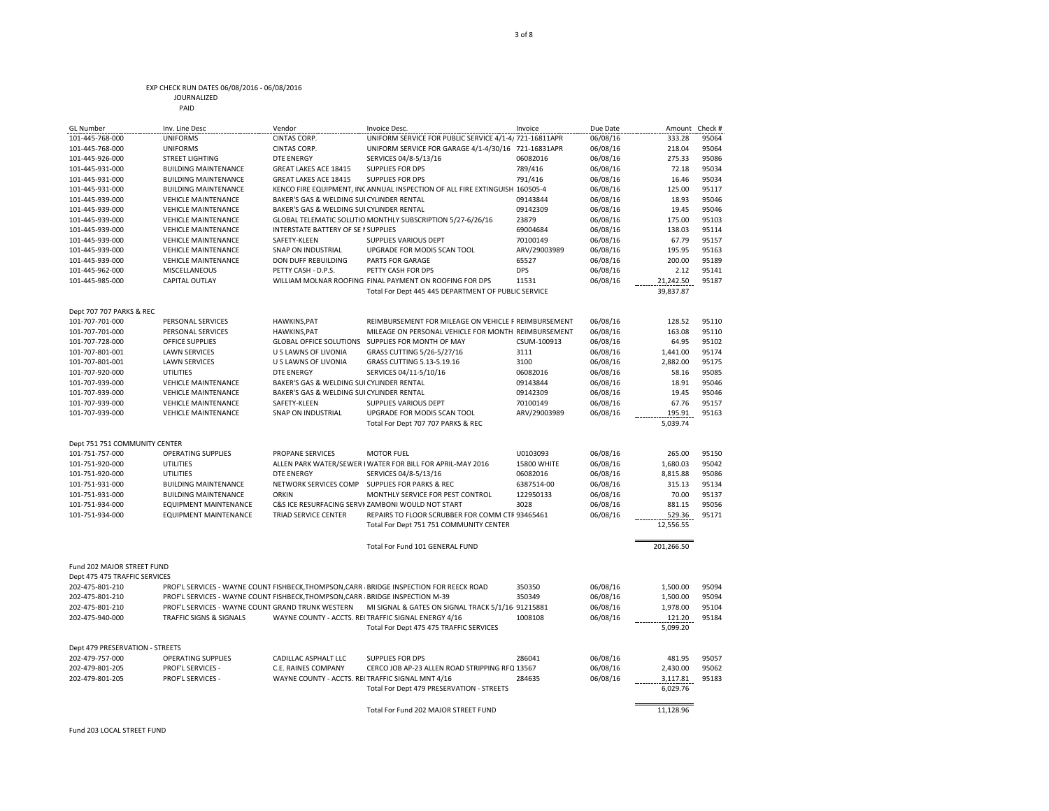EXP CHECK RUN DATES 06/08/2016 - 06/08/2016
JOURNALIZED
PAID

| GL Number | Inv. Line Desc | Vendor | Invoice Desc. | Invoice | Due Date | Amount | Check # |
|---|---|---|---|---|---|---|---|
| 101-445-768-000 | UNIFORMS | CINTAS CORP. | UNIFORM SERVICE FOR PUBLIC SERVICE 4/1-4/ | 721-16811APR | 06/08/16 | 333.28 | 95064 |
| 101-445-768-000 | UNIFORMS | CINTAS CORP. | UNIFORM SERVICE FOR GARAGE 4/1-4/30/16 | 721-16831APR | 06/08/16 | 218.04 | 95064 |
| 101-445-926-000 | STREET LIGHTING | DTE ENERGY | SERVICES 04/8-5/13/16 | 06082016 | 06/08/16 | 275.33 | 95086 |
| 101-445-931-000 | BUILDING MAINTENANCE | GREAT LAKES ACE 18415 | SUPPLIES FOR DPS | 789/416 | 06/08/16 | 72.18 | 95034 |
| 101-445-931-000 | BUILDING MAINTENANCE | GREAT LAKES ACE 18415 | SUPPLIES FOR DPS | 791/416 | 06/08/16 | 16.46 | 95034 |
| 101-445-931-000 | BUILDING MAINTENANCE | KENCO FIRE EQUIPMENT, INC | ANNUAL INSPECTION OF ALL FIRE EXTINGUISH | 160505-4 | 06/08/16 | 125.00 | 95117 |
| 101-445-939-000 | VEHICLE MAINTENANCE | BAKER'S GAS & WELDING SUI | CYLINDER RENTAL | 09143844 | 06/08/16 | 18.93 | 95046 |
| 101-445-939-000 | VEHICLE MAINTENANCE | BAKER'S GAS & WELDING SUI | CYLINDER RENTAL | 09142309 | 06/08/16 | 19.45 | 95046 |
| 101-445-939-000 | VEHICLE MAINTENANCE | GLOBAL TELEMATIC SOLUTIO | MONTHLY SUBSCRIPTION 5/27-6/26/16 | 23879 | 06/08/16 | 175.00 | 95103 |
| 101-445-939-000 | VEHICLE MAINTENANCE | INTERSTATE BATTERY OF SE I | SUPPLIES | 69004684 | 06/08/16 | 138.03 | 95114 |
| 101-445-939-000 | VEHICLE MAINTENANCE | SAFETY-KLEEN | SUPPLIES VARIOUS DEPT | 70100149 | 06/08/16 | 67.79 | 95157 |
| 101-445-939-000 | VEHICLE MAINTENANCE | SNAP ON INDUSTRIAL | UPGRADE FOR MODIS SCAN TOOL | ARV/29003989 | 06/08/16 | 195.95 | 95163 |
| 101-445-939-000 | VEHICLE MAINTENANCE | DON DUFF REBUILDING | PARTS FOR GARAGE | 65527 | 06/08/16 | 200.00 | 95189 |
| 101-445-962-000 | MISCELLANEOUS | PETTY CASH - D.P.S. | PETTY CASH FOR DPS | DPS | 06/08/16 | 2.12 | 95141 |
| 101-445-985-000 | CAPITAL OUTLAY | WILLIAM MOLNAR ROOFING | FINAL PAYMENT ON ROOFING FOR DPS | 11531 | 06/08/16 | 21,242.50 | 95187 |
| | | | Total For Dept 445 445 DEPARTMENT OF PUBLIC SERVICE | | | 39,837.87 | |
| Dept 707 707 PARKS & REC | | | | | | | |
| 101-707-701-000 | PERSONAL SERVICES | HAWKINS,PAT | REIMBURSEMENT FOR MILEAGE ON VEHICLE F | REIMBURSEMENT | 06/08/16 | 128.52 | 95110 |
| 101-707-701-000 | PERSONAL SERVICES | HAWKINS,PAT | MILEAGE ON PERSONAL VEHICLE FOR MONTH | REIMBURSEMENT | 06/08/16 | 163.08 | 95110 |
| 101-707-728-000 | OFFICE SUPPLIES | GLOBAL OFFICE SOLUTIONS | SUPPLIES FOR MONTH OF MAY | CSUM-100913 | 06/08/16 | 64.95 | 95102 |
| 101-707-801-001 | LAWN SERVICES | U S LAWNS OF LIVONIA | GRASS CUTTING 5/26-5/27/16 | 3111 | 06/08/16 | 1,441.00 | 95174 |
| 101-707-801-001 | LAWN SERVICES | U S LAWNS OF LIVONIA | GRASS CUTTING 5.13-5.19.16 | 3100 | 06/08/16 | 2,882.00 | 95175 |
| 101-707-920-000 | UTILITIES | DTE ENERGY | SERVICES 04/11-5/10/16 | 06082016 | 06/08/16 | 58.16 | 95085 |
| 101-707-939-000 | VEHICLE MAINTENANCE | BAKER'S GAS & WELDING SUI | CYLINDER RENTAL | 09143844 | 06/08/16 | 18.91 | 95046 |
| 101-707-939-000 | VEHICLE MAINTENANCE | BAKER'S GAS & WELDING SUI | CYLINDER RENTAL | 09142309 | 06/08/16 | 19.45 | 95046 |
| 101-707-939-000 | VEHICLE MAINTENANCE | SAFETY-KLEEN | SUPPLIES VARIOUS DEPT | 70100149 | 06/08/16 | 67.76 | 95157 |
| 101-707-939-000 | VEHICLE MAINTENANCE | SNAP ON INDUSTRIAL | UPGRADE FOR MODIS SCAN TOOL | ARV/29003989 | 06/08/16 | 195.91 | 95163 |
| | | | Total For Dept 707 707 PARKS & REC | | | 5,039.74 | |
| Dept 751 751 COMMUNITY CENTER | | | | | | | |
| 101-751-757-000 | OPERATING SUPPLIES | PROPANE SERVICES | MOTOR FUEL | U0103093 | 06/08/16 | 265.00 | 95150 |
| 101-751-920-000 | UTILITIES | ALLEN PARK WATER/SEWER I | WATER FOR BILL FOR APRIL-MAY 2016 | 15800 WHITE | 06/08/16 | 1,680.03 | 95042 |
| 101-751-920-000 | UTILITIES | DTE ENERGY | SERVICES 04/8-5/13/16 | 06082016 | 06/08/16 | 8,815.88 | 95086 |
| 101-751-931-000 | BUILDING MAINTENANCE | NETWORK SERVICES COMP | SUPPLIES FOR PARKS & REC | 6387514-00 | 06/08/16 | 315.13 | 95134 |
| 101-751-931-000 | BUILDING MAINTENANCE | ORKIN | MONTHLY SERVICE FOR PEST CONTROL | 122950133 | 06/08/16 | 70.00 | 95137 |
| 101-751-934-000 | EQUIPMENT MAINTENANCE | C&S ICE RESURFACING SERVI | ZAMBONI WOULD NOT START | 3028 | 06/08/16 | 881.15 | 95056 |
| 101-751-934-000 | EQUIPMENT MAINTENANCE | TRIAD SERVICE CENTER | REPAIRS TO FLOOR SCRUBBER FOR COMM CTR | 93465461 | 06/08/16 | 529.36 | 95171 |
| | | | Total For Dept 751 751 COMMUNITY CENTER | | | 12,556.55 | |
| | | | Total For Fund 101 GENERAL FUND | | | 201,266.50 | |
| Fund 202 MAJOR STREET FUND | | | | | | | |
| Dept 475 475 TRAFFIC SERVICES | | | | | | | |
| 202-475-801-210 | PROF'L SERVICES - WAYNE COUNT | FISHBECK,THOMPSON,CARR | BRIDGE INSPECTION FOR REECK ROAD | 350350 | 06/08/16 | 1,500.00 | 95094 |
| 202-475-801-210 | PROF'L SERVICES - WAYNE COUNT | FISHBECK,THOMPSON,CARR | BRIDGE INSPECTION M-39 | 350349 | 06/08/16 | 1,500.00 | 95094 |
| 202-475-801-210 | PROF'L SERVICES - WAYNE COUNT | GRAND TRUNK WESTERN | MI SIGNAL & GATES ON SIGNAL TRACK 5/1/16 | 91215881 | 06/08/16 | 1,978.00 | 95104 |
| 202-475-940-000 | TRAFFIC SIGNS & SIGNALS | WAYNE COUNTY - ACCTS. REC | TRAFFIC SIGNAL ENERGY 4/16 | 1008108 | 06/08/16 | 121.20 | 95184 |
| | | | Total For Dept 475 475 TRAFFIC SERVICES | | | 5,099.20 | |
| Dept 479 PRESERVATION - STREETS | | | | | | | |
| 202-479-757-000 | OPERATING SUPPLIES | CADILLAC ASPHALT LLC | SUPPLIES FOR DPS | 286041 | 06/08/16 | 481.95 | 95057 |
| 202-479-801-205 | PROF'L SERVICES - | C.E. RAINES COMPANY | CERCO JOB AP-23 ALLEN ROAD STRIPPING RFQ | 13567 | 06/08/16 | 2,430.00 | 95062 |
| 202-479-801-205 | PROF'L SERVICES - | WAYNE COUNTY - ACCTS. REC | TRAFFIC SIGNAL MNT 4/16 | 284635 | 06/08/16 | 3,117.81 | 95183 |
| | | | Total For Dept 479 PRESERVATION - STREETS | | | 6,029.76 | |
| | | | Total For Fund 202 MAJOR STREET FUND | | | 11,128.96 | |

Fund 203 LOCAL STREET FUND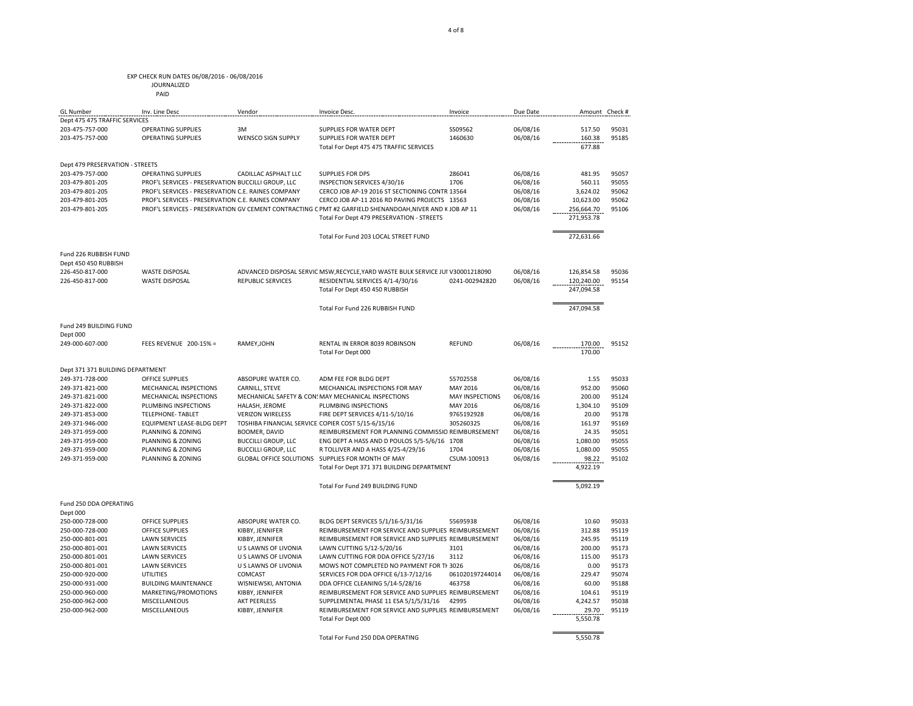EXP CHECK RUN DATES 06/08/2016 - 06/08/2016
JOURNALIZED
PAID

| GL Number | Inv. Line Desc | Vendor | Invoice Desc. | Invoice | Due Date | Amount | Check # |
|---|---|---|---|---|---|---|---|
| Dept 475 475 TRAFFIC SERVICES | | | | | | | |
| 203-475-757-000 | OPERATING SUPPLIES | 3M | SUPPLIES FOR WATER DEPT | SS09562 | 06/08/16 | 517.50 | 95031 |
| 203-475-757-000 | OPERATING SUPPLIES | WENSCO SIGN SUPPLY | SUPPLIES FOR WATER DEPT | 1460630 | 06/08/16 | 160.38 | 95185 |
| | | | Total For Dept 475 475 TRAFFIC SERVICES | | | 677.88 | |
| Dept 479 PRESERVATION - STREETS | | | | | | | |
| 203-479-757-000 | OPERATING SUPPLIES | CADILLAC ASPHALT LLC | SUPPLIES FOR DPS | 286041 | 06/08/16 | 481.95 | 95057 |
| 203-479-801-205 | PROF'L SERVICES - PRESERVATION | BUCCILLI GROUP, LLC | INSPECTION SERVICES 4/30/16 | 1706 | 06/08/16 | 560.11 | 95055 |
| 203-479-801-205 | PROF'L SERVICES - PRESERVATION | C.E. RAINES COMPANY | CERCO JOB AP-19 2016 ST SECTIONING CONTR | 13564 | 06/08/16 | 3,624.02 | 95062 |
| 203-479-801-205 | PROF'L SERVICES - PRESERVATION | C.E. RAINES COMPANY | CERCO JOB AP-11 2016 RD PAVING PROJECTS | 13563 | 06/08/16 | 10,623.00 | 95062 |
| 203-479-801-205 | PROF'L SERVICES - PRESERVATION | GV CEMENT CONTRACTING C | PMT #2 GARFIELD SHENANDOAH,NIVER AND K | JOB AP 11 | 06/08/16 | 256,664.70 | 95106 |
| | | | Total For Dept 479 PRESERVATION - STREETS | | | 271,953.78 | |
| | | | Total For Fund 203 LOCAL STREET FUND | | | 272,631.66 | |
| Fund 226 RUBBISH FUND | | | | | | | |
| Dept 450 450 RUBBISH | | | | | | | |
| 226-450-817-000 | WASTE DISPOSAL | ADVANCED DISPOSAL SERVIC | MSW,RECYCLE,YARD WASTE BULK SERVICE JUI | V30001218090 | 06/08/16 | 126,854.58 | 95036 |
| 226-450-817-000 | WASTE DISPOSAL | REPUBLIC SERVICES | RESIDENTIAL SERVICES 4/1-4/30/16 | 0241-002942820 | 06/08/16 | 120,240.00 | 95154 |
| | | | Total For Dept 450 450 RUBBISH | | | 247,094.58 | |
| | | | Total For Fund 226 RUBBISH FUND | | | 247,094.58 | |
| Fund 249 BUILDING FUND | | | | | | | |
| Dept 000 | | | | | | | |
| 249-000-607-000 | FEES REVENUE 200-15% = | RAMEY,JOHN | RENTAL IN ERROR 8039 ROBINSON | REFUND | 06/08/16 | 170.00 | 95152 |
| | | | Total For Dept 000 | | | 170.00 | |
| Dept 371 371 BUILDING DEPARTMENT | | | | | | | |
| 249-371-728-000 | OFFICE SUPPLIES | ABSOPURE WATER CO. | ADM FEE FOR BLDG DEPT | 55702558 | 06/08/16 | 1.55 | 95033 |
| 249-371-821-000 | MECHANICAL INSPECTIONS | CARNILL, STEVE | MECHANICAL INSPECTIONS FOR MAY | MAY 2016 | 06/08/16 | 952.00 | 95060 |
| 249-371-821-000 | MECHANICAL INSPECTIONS | MECHANICAL SAFETY & CON: | MAY MECHANICAL INSPECTIONS | MAY INSPECTIONS | 06/08/16 | 200.00 | 95124 |
| 249-371-822-000 | PLUMBING INSPECTIONS | HALASH, JEROME | PLUMBING INSPECTIONS | MAY 2016 | 06/08/16 | 1,304.10 | 95109 |
| 249-371-853-000 | TELEPHONE- TABLET | VERIZON WIRELESS | FIRE DEPT SERVICES 4/11-5/10/16 | 9765192928 | 06/08/16 | 20.00 | 95178 |
| 249-371-946-000 | EQUIPMENT LEASE-BLDG DEPT | TOSHIBA FINANCIAL SERVICE | COPIER COST 5/15-6/15/16 | 305260325 | 06/08/16 | 161.97 | 95169 |
| 249-371-959-000 | PLANNING & ZONING | BOOMER, DAVID | REIMBURSEMENT FOR PLANNING COMMISSIO | REIMBURSEMENT | 06/08/16 | 24.35 | 95051 |
| 249-371-959-000 | PLANNING & ZONING | BUCCILLI GROUP, LLC | ENG DEPT A HASS AND D POULOS 5/5-5/6/16 | 1708 | 06/08/16 | 1,080.00 | 95055 |
| 249-371-959-000 | PLANNING & ZONING | BUCCILLI GROUP, LLC | R TOLLIVER AND A HASS 4/25-4/29/16 | 1704 | 06/08/16 | 1,080.00 | 95055 |
| 249-371-959-000 | PLANNING & ZONING | GLOBAL OFFICE SOLUTIONS | SUPPLIES FOR MONTH OF MAY | CSUM-100913 | 06/08/16 | 98.22 | 95102 |
| | | | Total For Dept 371 371 BUILDING DEPARTMENT | | | 4,922.19 | |
| | | | Total For Fund 249 BUILDING FUND | | | 5,092.19 | |
| Fund 250 DDA OPERATING | | | | | | | |
| Dept 000 | | | | | | | |
| 250-000-728-000 | OFFICE SUPPLIES | ABSOPURE WATER CO. | BLDG DEPT SERVICES 5/1/16-5/31/16 | 55695938 | 06/08/16 | 10.60 | 95033 |
| 250-000-728-000 | OFFICE SUPPLIES | KIBBY, JENNIFER | REIMBURSEMENT FOR SERVICE AND SUPPLIES | REIMBURSEMENT | 06/08/16 | 312.88 | 95119 |
| 250-000-801-001 | LAWN SERVICES | KIBBY, JENNIFER | REIMBURSEMENT FOR SERVICE AND SUPPLIES | REIMBURSEMENT | 06/08/16 | 245.95 | 95119 |
| 250-000-801-001 | LAWN SERVICES | U S LAWNS OF LIVONIA | LAWN CUTTING 5/12-5/20/16 | 3101 | 06/08/16 | 200.00 | 95173 |
| 250-000-801-001 | LAWN SERVICES | U S LAWNS OF LIVONIA | LAWN CUTTING FOR DDA OFFICE 5/27/16 | 3112 | 06/08/16 | 115.00 | 95173 |
| 250-000-801-001 | LAWN SERVICES | U S LAWNS OF LIVONIA | MOWS NOT COMPLETED NO PAYMENT FOR TH | 3026 | 06/08/16 | 0.00 | 95173 |
| 250-000-920-000 | UTILITIES | COMCAST | SERVICES FOR DDA OFFICE 6/13-7/12/16 | 061020197244014 | 06/08/16 | 229.47 | 95074 |
| 250-000-931-000 | BUILDING MAINTENANCE | WISNIEWSKI, ANTONIA | DDA OFFICE CLEANING 5/14-5/28/16 | 463758 | 06/08/16 | 60.00 | 95188 |
| 250-000-960-000 | MARKETING/PROMOTIONS | KIBBY, JENNIFER | REIMBURSEMENT FOR SERVICE AND SUPPLIES | REIMBURSEMENT | 06/08/16 | 104.61 | 95119 |
| 250-000-962-000 | MISCELLANEOUS | AKT PEERLESS | SUPPLEMENTAL PHASE 11 ESA 5/1/5/31/16 | 42995 | 06/08/16 | 4,242.57 | 95038 |
| 250-000-962-000 | MISCELLANEOUS | KIBBY, JENNIFER | REIMBURSEMENT FOR SERVICE AND SUPPLIES | REIMBURSEMENT | 06/08/16 | 29.70 | 95119 |
| | | | Total For Dept 000 | | | 5,550.78 | |
| | | | Total For Fund 250 DDA OPERATING | | | 5,550.78 | |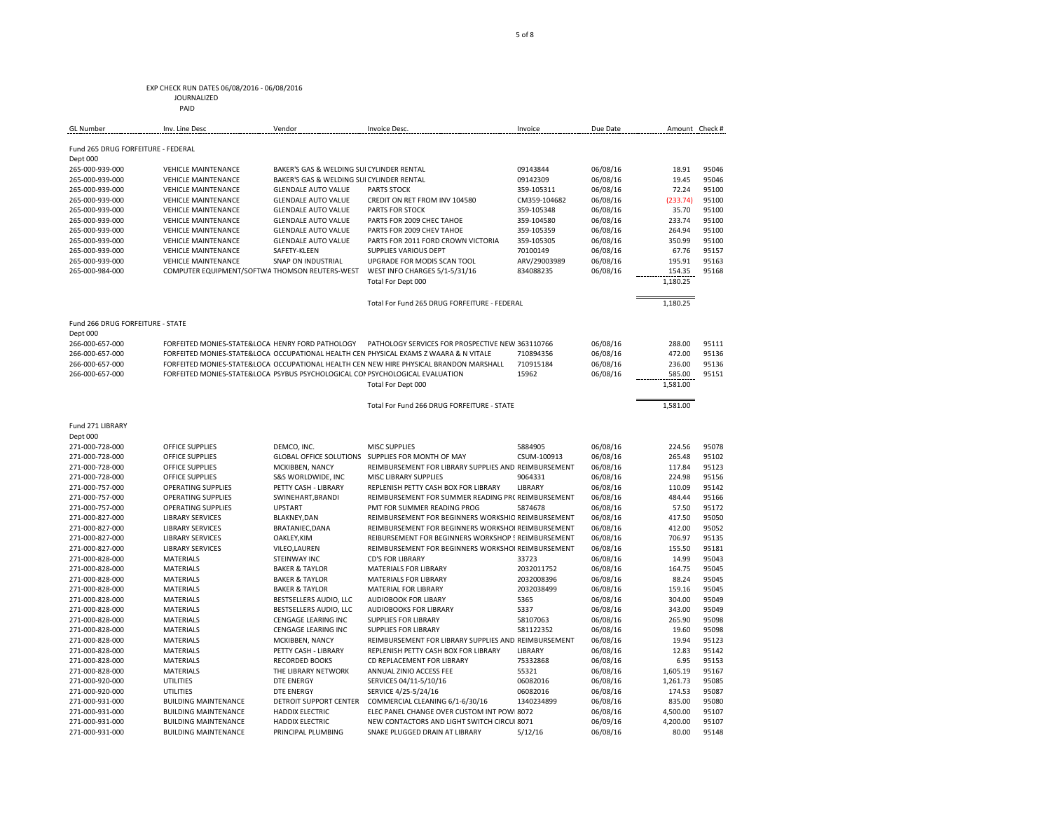EXP CHECK RUN DATES 06/08/2016 - 06/08/2016
JOURNALIZED
PAID

| GL Number | Inv. Line Desc | Vendor | Invoice Desc. | Invoice | Due Date | Amount | Check # |
|---|---|---|---|---|---|---|---|
| **Fund 265 DRUG FORFEITURE - FEDERAL** | | | | | | | |
| Dept 000 | | | | | | | |
| 265-000-939-000 | VEHICLE MAINTENANCE | BAKER'S GAS & WELDING SUI | CYLINDER RENTAL | 09143844 | 06/08/16 | 18.91 | 95046 |
| 265-000-939-000 | VEHICLE MAINTENANCE | BAKER'S GAS & WELDING SUI | CYLINDER RENTAL | 09142309 | 06/08/16 | 19.45 | 95046 |
| 265-000-939-000 | VEHICLE MAINTENANCE | GLENDALE AUTO VALUE | PARTS STOCK | 359-105311 | 06/08/16 | 72.24 | 95100 |
| 265-000-939-000 | VEHICLE MAINTENANCE | GLENDALE AUTO VALUE | CREDIT ON RET FROM INV 104580 | CM359-104682 | 06/08/16 | (233.74) | 95100 |
| 265-000-939-000 | VEHICLE MAINTENANCE | GLENDALE AUTO VALUE | PARTS FOR STOCK | 359-105348 | 06/08/16 | 35.70 | 95100 |
| 265-000-939-000 | VEHICLE MAINTENANCE | GLENDALE AUTO VALUE | PARTS FOR 2009 CHEC TAHOE | 359-104580 | 06/08/16 | 233.74 | 95100 |
| 265-000-939-000 | VEHICLE MAINTENANCE | GLENDALE AUTO VALUE | PARTS FOR 2009 CHEV TAHOE | 359-105359 | 06/08/16 | 264.94 | 95100 |
| 265-000-939-000 | VEHICLE MAINTENANCE | GLENDALE AUTO VALUE | PARTS FOR 2011 FORD CROWN VICTORIA | 359-105305 | 06/08/16 | 350.99 | 95100 |
| 265-000-939-000 | VEHICLE MAINTENANCE | SAFETY-KLEEN | SUPPLIES VARIOUS DEPT | 70100149 | 06/08/16 | 67.76 | 95157 |
| 265-000-939-000 | VEHICLE MAINTENANCE | SNAP ON INDUSTRIAL | UPGRADE FOR MODIS SCAN TOOL | ARV/29003989 | 06/08/16 | 195.91 | 95163 |
| 265-000-984-000 | COMPUTER EQUIPMENT/SOFTWA | THOMSON REUTERS-WEST | WEST INFO CHARGES 5/1-5/31/16 | 834088235 | 06/08/16 | 154.35 | 95168 |
| | | | Total For Dept 000 | | | 1,180.25 | |
| | | | Total For Fund 265 DRUG FORFEITURE - FEDERAL | | | 1,180.25 | |
| **Fund 266 DRUG FORFEITURE - STATE** | | | | | | | |
| Dept 000 | | | | | | | |
| 266-000-657-000 | FORFEITED MONIES-STATE&LOCA | HENRY FORD PATHOLOGY | PATHOLOGY SERVICES FOR PROSPECTIVE NEW | 363110766 | 06/08/16 | 288.00 | 95111 |
| 266-000-657-000 | FORFEITED MONIES-STATE&LOCA | OCCUPATIONAL HEALTH CEN | PHYSICAL EXAMS Z WAARA & N VITALE | 710894356 | 06/08/16 | 472.00 | 95136 |
| 266-000-657-000 | FORFEITED MONIES-STATE&LOCA | OCCUPATIONAL HEALTH CEN | NEW HIRE PHYSICAL BRANDON MARSHALL | 710915184 | 06/08/16 | 236.00 | 95136 |
| 266-000-657-000 | FORFEITED MONIES-STATE&LOCA | PSYBUS PSYCHOLOGICAL CO | PSYCHOLOGICAL EVALUATION | 15962 | 06/08/16 | 585.00 | 95151 |
| | | | Total For Dept 000 | | | 1,581.00 | |
| | | | Total For Fund 266 DRUG FORFEITURE - STATE | | | 1,581.00 | |
| **Fund 271 LIBRARY** | | | | | | | |
| Dept 000 | | | | | | | |
| 271-000-728-000 | OFFICE SUPPLIES | DEMCO, INC. | MISC SUPPLIES | 5884905 | 06/08/16 | 224.56 | 95078 |
| 271-000-728-000 | OFFICE SUPPLIES | GLOBAL OFFICE SOLUTIONS | SUPPLIES FOR MONTH OF MAY | CSUM-100913 | 06/08/16 | 265.48 | 95102 |
| 271-000-728-000 | OFFICE SUPPLIES | MCKIBBEN, NANCY | REIMBURSEMENT FOR LIBRARY SUPPLIES AND | REIMBURSEMENT | 06/08/16 | 117.84 | 95123 |
| 271-000-728-000 | OFFICE SUPPLIES | S&S WORLDWIDE, INC | MISC LIBRARY SUPPLIES | 9064331 | 06/08/16 | 224.98 | 95156 |
| 271-000-757-000 | OPERATING SUPPLIES | PETTY CASH - LIBRARY | REPLENISH PETTY CASH BOX FOR LIBRARY | LIBRARY | 06/08/16 | 110.09 | 95142 |
| 271-000-757-000 | OPERATING SUPPLIES | SWINEHART,BRANDI | REIMBURSEMENT FOR SUMMER READING PR | REIMBURSEMENT | 06/08/16 | 484.44 | 95166 |
| 271-000-757-000 | OPERATING SUPPLIES | UPSTART | PMT FOR SUMMER READING PROG | 5874678 | 06/08/16 | 57.50 | 95172 |
| 271-000-827-000 | LIBRARY SERVICES | BLAKNEY,DAN | REIMBURSEMENT FOR BEGINNERS WORKSHI | REIMBURSEMENT | 06/08/16 | 417.50 | 95050 |
| 271-000-827-000 | LIBRARY SERVICES | BRATANIEC,DANA | REIMBURSEMENT FOR BEGINNERS WORKSHO | REIMBURSEMENT | 06/08/16 | 412.00 | 95052 |
| 271-000-827-000 | LIBRARY SERVICES | OAKLEY,KIM | REIBURSEMENT FOR BEGINNERS WORKSHOP | REIMBURSEMENT | 06/08/16 | 706.97 | 95135 |
| 271-000-827-000 | LIBRARY SERVICES | VILEO,LAUREN | REIMBURSEMENT FOR BEGINNERS WORKSHO | REIMBURSEMENT | 06/08/16 | 155.50 | 95181 |
| 271-000-828-000 | MATERIALS | STEINWAY INC | CD'S FOR LIBRARY | 33723 | 06/08/16 | 14.99 | 95043 |
| 271-000-828-000 | MATERIALS | BAKER & TAYLOR | MATERIALS FOR LIBRARY | 2032011752 | 06/08/16 | 164.75 | 95045 |
| 271-000-828-000 | MATERIALS | BAKER & TAYLOR | MATERIALS FOR LIBRARY | 2032008396 | 06/08/16 | 88.24 | 95045 |
| 271-000-828-000 | MATERIALS | BAKER & TAYLOR | MATERIAL FOR LIBRARY | 2032038499 | 06/08/16 | 159.16 | 95045 |
| 271-000-828-000 | MATERIALS | BESTSELLERS AUDIO, LLC | AUDIOBOOK FOR LIBARY | 5365 | 06/08/16 | 304.00 | 95049 |
| 271-000-828-000 | MATERIALS | BESTSELLERS AUDIO, LLC | AUDIOBOOKS FOR LIBRARY | 5337 | 06/08/16 | 343.00 | 95049 |
| 271-000-828-000 | MATERIALS | CENGAGE LEARING INC | SUPPLIES FOR LIBRARY | 58107063 | 06/08/16 | 265.90 | 95098 |
| 271-000-828-000 | MATERIALS | CENGAGE LEARING INC | SUPPLIES FOR LIBRARY | 581122352 | 06/08/16 | 19.60 | 95098 |
| 271-000-828-000 | MATERIALS | MCKIBBEN, NANCY | REIMBURSEMENT FOR LIBRARY SUPPLIES AND | REIMBURSEMENT | 06/08/16 | 19.94 | 95123 |
| 271-000-828-000 | MATERIALS | PETTY CASH - LIBRARY | REPLENISH PETTY CASH BOX FOR LIBRARY | LIBRARY | 06/08/16 | 12.83 | 95142 |
| 271-000-828-000 | MATERIALS | RECORDED BOOKS | CD REPLACEMENT FOR LIBRARY | 75332868 | 06/08/16 | 6.95 | 95153 |
| 271-000-828-000 | MATERIALS | THE LIBRARY NETWORK | ANNUAL ZINIO ACCESS FEE | 55321 | 06/08/16 | 1,605.19 | 95167 |
| 271-000-920-000 | UTILITIES | DTE ENERGY | SERVICES 04/11-5/10/16 | 06082016 | 06/08/16 | 1,261.73 | 95085 |
| 271-000-920-000 | UTILITIES | DTE ENERGY | SERVICE 4/25-5/24/16 | 06082016 | 06/08/16 | 174.53 | 95087 |
| 271-000-931-000 | BUILDING MAINTENANCE | DETROIT SUPPORT CENTER | COMMERCIAL CLEANING 6/1-6/30/16 | 1340234899 | 06/08/16 | 835.00 | 95080 |
| 271-000-931-000 | BUILDING MAINTENANCE | HADDIX ELECTRIC | ELEC PANEL CHANGE OVER CUSTOM INT POW | 8072 | 06/08/16 | 4,500.00 | 95107 |
| 271-000-931-000 | BUILDING MAINTENANCE | HADDIX ELECTRIC | NEW CONTACTORS AND LIGHT SWITCH CIRCU | 8071 | 06/09/16 | 4,200.00 | 95107 |
| 271-000-931-000 | BUILDING MAINTENANCE | PRINCIPAL PLUMBING | SNAKE PLUGGED DRAIN AT LIBRARY | 5/12/16 | 06/08/16 | 80.00 | 95148 |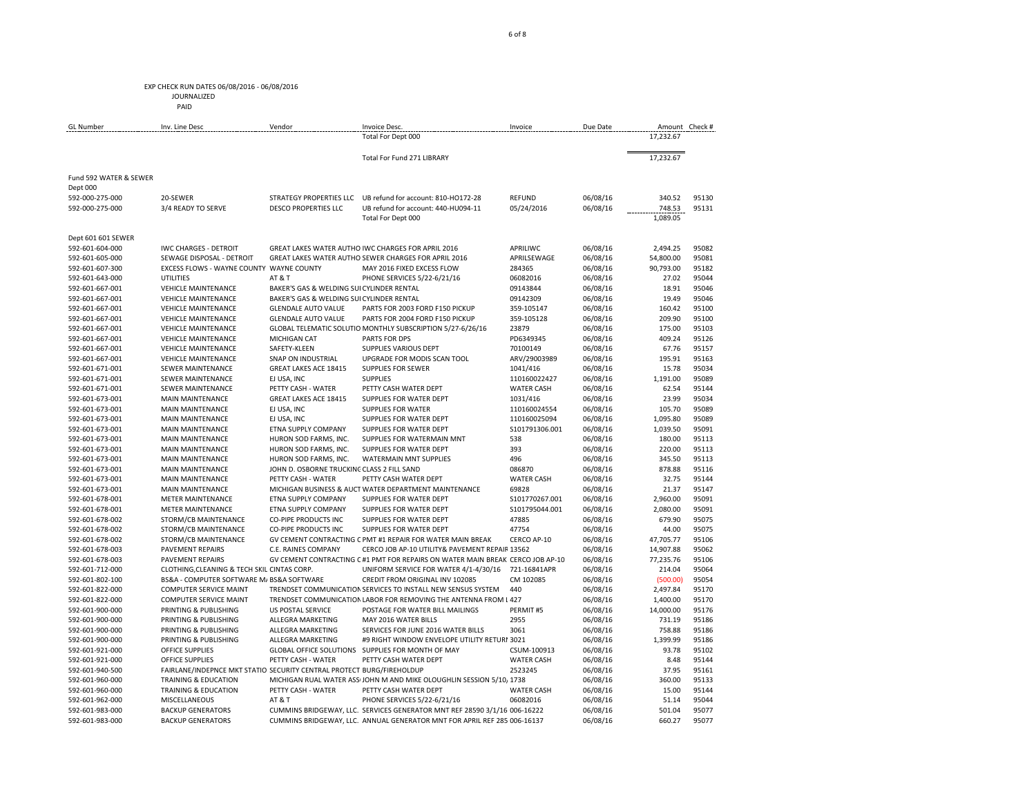EXP CHECK RUN DATES 06/08/2016 - 06/08/2016
JOURNALIZED
PAID

| GL Number | Inv. Line Desc | Vendor | Invoice Desc. | Invoice | Due Date | Amount | Check # |
|---|---|---|---|---|---|---|---|
| | | | Total For Dept 000 | | | 17,232.67 | |
| | | | Total For Fund 271 LIBRARY | | | 17,232.67 | |
| Fund 592 WATER & SEWER | | | | | | | |
| Dept 000 | | | | | | | |
| 592-000-275-000 | 20-SEWER | STRATEGY PROPERTIES LLC | UB refund for account: 810-HO172-28 | REFUND | 06/08/16 | 340.52 | 95130 |
| 592-000-275-000 | 3/4 READY TO SERVE | DESCO PROPERTIES LLC | UB refund for account: 440-HU094-11 | 05/24/2016 | 06/08/16 | 748.53 | 95131 |
| | | | Total For Dept 000 | | | 1,089.05 | |
| Dept 601 601 SEWER | | | | | | | |
| 592-601-604-000 | IWC CHARGES - DETROIT | GREAT LAKES WATER AUTHO | IWC CHARGES FOR APRIL 2016 | APRILIWC | 06/08/16 | 2,494.25 | 95082 |
| 592-601-605-000 | SEWAGE DISPOSAL - DETROIT | GREAT LAKES WATER AUTHO | SEWER CHARGES FOR APRIL 2016 | APRILSEWAGE | 06/08/16 | 54,800.00 | 95081 |
| 592-601-607-300 | EXCESS FLOWS - WAYNE COUNTY | WAYNE COUNTY | MAY 2016 FIXED EXCESS FLOW | 284365 | 06/08/16 | 90,793.00 | 95182 |
| 592-601-643-000 | UTILITIES | AT & T | PHONE SERVICES 5/22-6/21/16 | 06082016 | 06/08/16 | 27.02 | 95044 |
| 592-601-667-001 | VEHICLE MAINTENANCE | BAKER'S GAS & WELDING SUI | CYLINDER RENTAL | 09143844 | 06/08/16 | 18.91 | 95046 |
| 592-601-667-001 | VEHICLE MAINTENANCE | BAKER'S GAS & WELDING SUI | CYLINDER RENTAL | 09142309 | 06/08/16 | 19.49 | 95046 |
| 592-601-667-001 | VEHICLE MAINTENANCE | GLENDALE AUTO VALUE | PARTS FOR 2003 FORD F150 PICKUP | 359-105147 | 06/08/16 | 160.42 | 95100 |
| 592-601-667-001 | VEHICLE MAINTENANCE | GLENDALE AUTO VALUE | PARTS FOR 2004 FORD F150 PICKUP | 359-105128 | 06/08/16 | 209.90 | 95100 |
| 592-601-667-001 | VEHICLE MAINTENANCE | GLOBAL TELEMATIC SOLUTIO | MONTHLY SUBSCRIPTION 5/27-6/26/16 | 23879 | 06/08/16 | 175.00 | 95103 |
| 592-601-667-001 | VEHICLE MAINTENANCE | MICHIGAN CAT | PARTS FOR DPS | PD6349345 | 06/08/16 | 409.24 | 95126 |
| 592-601-667-001 | VEHICLE MAINTENANCE | SAFETY-KLEEN | SUPPLIES VARIOUS DEPT | 70100149 | 06/08/16 | 67.76 | 95157 |
| 592-601-667-001 | VEHICLE MAINTENANCE | SNAP ON INDUSTRIAL | UPGRADE FOR MODIS SCAN TOOL | ARV/29003989 | 06/08/16 | 195.91 | 95163 |
| 592-601-671-001 | SEWER MAINTENANCE | GREAT LAKES ACE 18415 | SUPPLIES FOR SEWER | 1041/416 | 06/08/16 | 15.78 | 95034 |
| 592-601-671-001 | SEWER MAINTENANCE | EJ USA, INC | SUPPLIES | 110160022427 | 06/08/16 | 1,191.00 | 95089 |
| 592-601-671-001 | SEWER MAINTENANCE | PETTY CASH - WATER | PETTY CASH WATER DEPT | WATER CASH | 06/08/16 | 62.54 | 95144 |
| 592-601-673-001 | MAIN MAINTENANCE | GREAT LAKES ACE 18415 | SUPPLIES FOR WATER DEPT | 1031/416 | 06/08/16 | 23.99 | 95034 |
| 592-601-673-001 | MAIN MAINTENANCE | EJ USA, INC | SUPPLIES FOR WATER | 110160024554 | 06/08/16 | 105.70 | 95089 |
| 592-601-673-001 | MAIN MAINTENANCE | EJ USA, INC | SUPPLIES FOR WATER DEPT | 110160025094 | 06/08/16 | 1,095.80 | 95089 |
| 592-601-673-001 | MAIN MAINTENANCE | ETNA SUPPLY COMPANY | SUPPLIES FOR WATER DEPT | S101791306.001 | 06/08/16 | 1,039.50 | 95091 |
| 592-601-673-001 | MAIN MAINTENANCE | HURON SOD FARMS, INC. | SUPPLIES FOR WATERMAIN MNT | 538 | 06/08/16 | 180.00 | 95113 |
| 592-601-673-001 | MAIN MAINTENANCE | HURON SOD FARMS, INC. | SUPPLIES FOR WATER DEPT | 393 | 06/08/16 | 220.00 | 95113 |
| 592-601-673-001 | MAIN MAINTENANCE | HURON SOD FARMS, INC. | WATERMAIN MNT SUPPLIES | 496 | 06/08/16 | 345.50 | 95113 |
| 592-601-673-001 | MAIN MAINTENANCE | JOHN D. OSBORNE TRUCKINC | CLASS 2 FILL SAND | 086870 | 06/08/16 | 878.88 | 95116 |
| 592-601-673-001 | MAIN MAINTENANCE | PETTY CASH - WATER | PETTY CASH WATER DEPT | WATER CASH | 06/08/16 | 32.75 | 95144 |
| 592-601-673-001 | MAIN MAINTENANCE | MICHIGAN BUSINESS & AUCT | WATER DEPARTMENT MAINTENANCE | 69828 | 06/08/16 | 21.37 | 95147 |
| 592-601-678-001 | METER MAINTENANCE | ETNA SUPPLY COMPANY | SUPPLIES FOR WATER DEPT | S101770267.001 | 06/08/16 | 2,960.00 | 95091 |
| 592-601-678-001 | METER MAINTENANCE | ETNA SUPPLY COMPANY | SUPPLIES FOR WATER DEPT | S101795044.001 | 06/08/16 | 2,080.00 | 95091 |
| 592-601-678-002 | STORM/CB MAINTENANCE | CO-PIPE PRODUCTS INC | SUPPLIES FOR WATER DEPT | 47885 | 06/08/16 | 679.90 | 95075 |
| 592-601-678-002 | STORM/CB MAINTENANCE | CO-PIPE PRODUCTS INC | SUPPLIES FOR WATER DEPT | 47754 | 06/08/16 | 44.00 | 95075 |
| 592-601-678-002 | STORM/CB MAINTENANCE | GV CEMENT CONTRACTING C | PMT #1 REPAIR FOR WATER MAIN BREAK | CERCO AP-10 | 06/08/16 | 47,705.77 | 95106 |
| 592-601-678-003 | PAVEMENT REPAIRS | C.E. RAINES COMPANY | CERCO JOB AP-10 UTILITY& PAVEMENT REPAIR | 13562 | 06/08/16 | 14,907.88 | 95062 |
| 592-601-678-003 | PAVEMENT REPAIRS | GV CEMENT CONTRACTING C | #1 PMT FOR REPAIRS ON WATER MAIN BREAK | CERCO JOB AP-10 | 06/08/16 | 77,235.76 | 95106 |
| 592-601-712-000 | CLOTHING,CLEANING & TECH SKIL | CINTAS CORP. | UNIFORM SERVICE FOR WATER 4/1-4/30/16 | 721-16841APR | 06/08/16 | 214.04 | 95064 |
| 592-601-802-100 | BS&A - COMPUTER SOFTWARE M | BS&A SOFTWARE | CREDIT FROM ORIGINAL INV 102085 | CM 102085 | 06/08/16 | (500.00) | 95054 |
| 592-601-822-000 | COMPUTER SERVICE MAINT | TRENDSET COMMUNICATION | SERVICES TO INSTALL NEW SENSUS SYSTEM | 440 | 06/08/16 | 2,497.84 | 95170 |
| 592-601-822-000 | COMPUTER SERVICE MAINT | TRENDSET COMMUNICATION | LABOR FOR REMOVING THE ANTENNA FROM L | 427 | 06/08/16 | 1,400.00 | 95170 |
| 592-601-900-000 | PRINTING & PUBLISHING | US POSTAL SERVICE | POSTAGE FOR WATER BILL MAILINGS | PERMIT #5 | 06/08/16 | 14,000.00 | 95176 |
| 592-601-900-000 | PRINTING & PUBLISHING | ALLEGRA MARKETING | MAY 2016 WATER BILLS | 2955 | 06/08/16 | 731.19 | 95186 |
| 592-601-900-000 | PRINTING & PUBLISHING | ALLEGRA MARKETING | SERVICES FOR JUNE 2016 WATER BILLS | 3061 | 06/08/16 | 758.88 | 95186 |
| 592-601-900-000 | PRINTING & PUBLISHING | ALLEGRA MARKETING | #9 RIGHT WINDOW ENVELOPE UTILITY RETURI | 3021 | 06/08/16 | 1,399.99 | 95186 |
| 592-601-921-000 | OFFICE SUPPLIES | GLOBAL OFFICE SOLUTIONS | SUPPLIES FOR MONTH OF MAY | CSUM-100913 | 06/08/16 | 93.78 | 95102 |
| 592-601-921-000 | OFFICE SUPPLIES | PETTY CASH - WATER | PETTY CASH WATER DEPT | WATER CASH | 06/08/16 | 8.48 | 95144 |
| 592-601-940-500 | FAIRLANE/INDEPNCE MKT STATIO | SECURITY CENTRAL PROTECT | BURG/FIREHOLDUP | 2523245 | 06/08/16 | 37.95 | 95161 |
| 592-601-960-000 | TRAINING & EDUCATION | MICHIGAN RUAL WATER ASS | JOHN M AND MIKE OLOUGHLIN SESSION 5/10, | 1738 | 06/08/16 | 360.00 | 95133 |
| 592-601-960-000 | TRAINING & EDUCATION | PETTY CASH - WATER | PETTY CASH WATER DEPT | WATER CASH | 06/08/16 | 15.00 | 95144 |
| 592-601-962-000 | MISCELLANEOUS | AT & T | PHONE SERVICES 5/22-6/21/16 | 06082016 | 06/08/16 | 51.14 | 95044 |
| 592-601-983-000 | BACKUP GENERATORS | CUMMINS BRIDGEWAY, LLC. | SERVICES GENERATOR MNT REF 28590 3/1/16 | 006-16222 | 06/08/16 | 501.04 | 95077 |
| 592-601-983-000 | BACKUP GENERATORS | CUMMINS BRIDGEWAY, LLC. | ANNUAL GENERATOR MNT FOR APRIL REF 285 | 006-16137 | 06/08/16 | 660.27 | 95077 |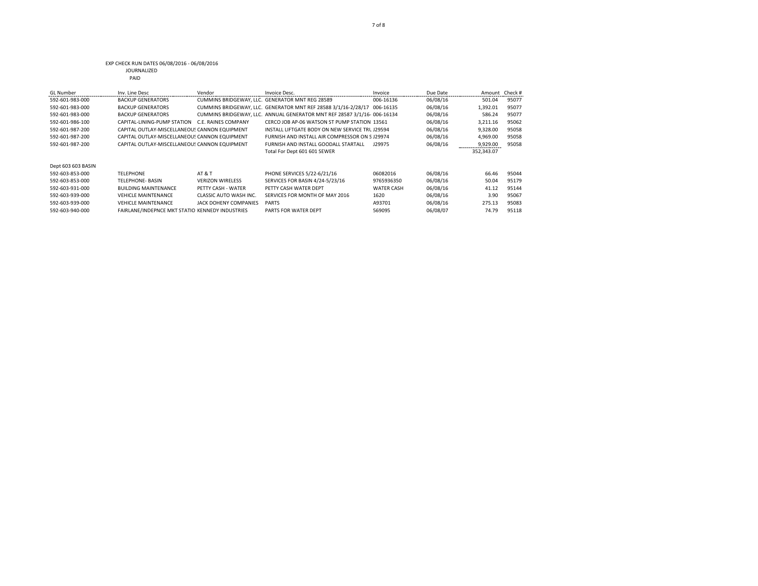EXP CHECK RUN DATES 06/08/2016 - 06/08/2016
JOURNALIZED
PAID

| GL Number | Inv. Line Desc | Vendor | Invoice Desc. | Invoice | Due Date | Amount | Check # |
|---|---|---|---|---|---|---|---|
| 592-601-983-000 | BACKUP GENERATORS | CUMMINS BRIDGEWAY, LLC. | GENERATOR MNT REG 28589 | 006-16136 | 06/08/16 | 501.04 | 95077 |
| 592-601-983-000 | BACKUP GENERATORS | CUMMINS BRIDGEWAY, LLC. | GENERATOR MNT REF 28588 3/1/16-2/28/17 | 006-16135 | 06/08/16 | 1,392.01 | 95077 |
| 592-601-983-000 | BACKUP GENERATORS | CUMMINS BRIDGEWAY, LLC. | ANNUAL GENERATOR MNT REF 28587 3/1/16- | 006-16134 | 06/08/16 | 586.24 | 95077 |
| 592-601-986-100 | CAPITAL-LINING-PUMP STATION | C.E. RAINES COMPANY | CERCO JOB AP-06 WATSON ST PUMP STATION | 13561 | 06/08/16 | 3,211.16 | 95062 |
| 592-601-987-200 | CAPITAL OUTLAY-MISCELLANEOUS | CANNON EQUIPMENT | INSTALL LIFTGATE BODY ON NEW SERVICE TRU | J29594 | 06/08/16 | 9,328.00 | 95058 |
| 592-601-987-200 | CAPITAL OUTLAY-MISCELLANEOUS | CANNON EQUIPMENT | FURNISH AND INSTALL AIR COMPRESSOR ON S | J29974 | 06/08/16 | 4,969.00 | 95058 |
| 592-601-987-200 | CAPITAL OUTLAY-MISCELLANEOUS | CANNON EQUIPMENT | FURNISH AND INSTALL GOODALL STARTALL | J29975 | 06/08/16 | 9,929.00 | 95058 |
| | | | Total For Dept 601 601 SEWER | | | 352,343.07 | |
| Dept 603 603 BASIN | | | | | | | |
| 592-603-853-000 | TELEPHONE | AT & T | PHONE SERVICES 5/22-6/21/16 | 06082016 | 06/08/16 | 66.46 | 95044 |
| 592-603-853-000 | TELEPHONE- BASIN | VERIZON WIRELESS | SERVICES FOR BASIN 4/24-5/23/16 | 9765936350 | 06/08/16 | 50.04 | 95179 |
| 592-603-931-000 | BUILDING MAINTENANCE | PETTY CASH - WATER | PETTY CASH WATER DEPT | WATER CASH | 06/08/16 | 41.12 | 95144 |
| 592-603-939-000 | VEHICLE MAINTENANCE | CLASSIC AUTO WASH INC. | SERVICES FOR MONTH OF MAY 2016 | 1620 | 06/08/16 | 3.90 | 95067 |
| 592-603-939-000 | VEHICLE MAINTENANCE | JACK DOHENY COMPANIES | PARTS | A93701 | 06/08/16 | 275.13 | 95083 |
| 592-603-940-000 | FAIRLANE/INDEPNCE MKT STATIO | KENNEDY INDUSTRIES | PARTS FOR WATER DEPT | 569095 | 06/08/07 | 74.79 | 95118 |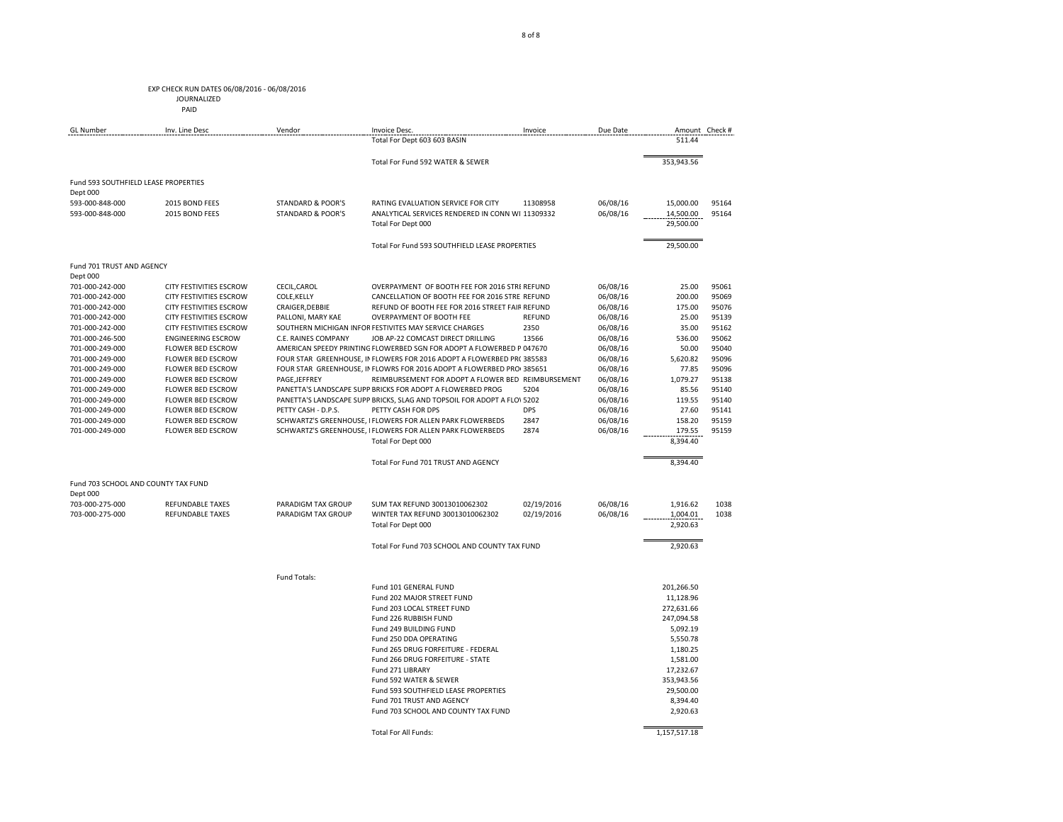EXP CHECK RUN DATES 06/08/2016 - 06/08/2016
JOURNALIZED
PAID

| GL Number | Inv. Line Desc | Vendor | Invoice Desc. | Invoice | Due Date | Amount | Check # |
|---|---|---|---|---|---|---|---|
| | | | Total For Dept 603 603 BASIN | | | 511.44 | |
| | | | Total For Fund 592 WATER & SEWER | | | 353,943.56 | |
| Fund 593 SOUTHFIELD LEASE PROPERTIES | | | | | | | |
| Dept 000 | | | | | | | |
| 593-000-848-000 | 2015 BOND FEES | STANDARD & POOR'S | RATING EVALUATION SERVICE FOR CITY | 11308958 | 06/08/16 | 15,000.00 | 95164 |
| 593-000-848-000 | 2015 BOND FEES | STANDARD & POOR'S | ANALYTICAL SERVICES RENDERED IN CONN WI | 11309332 | 06/08/16 | 14,500.00 | 95164 |
| | | | Total For Dept 000 | | | 29,500.00 | |
| | | | Total For Fund 593 SOUTHFIELD LEASE PROPERTIES | | | 29,500.00 | |
| Fund 701 TRUST AND AGENCY | | | | | | | |
| Dept 000 | | | | | | | |
| 701-000-242-000 | CITY FESTIVITIES ESCROW | CECIL,CAROL | OVERPAYMENT OF BOOTH FEE FOR 2016 STRE | REFUND | 06/08/16 | 25.00 | 95061 |
| 701-000-242-000 | CITY FESTIVITIES ESCROW | COLE,KELLY | CANCELLATION OF BOOTH FEE FOR 2016 STRE | REFUND | 06/08/16 | 200.00 | 95069 |
| 701-000-242-000 | CITY FESTIVITIES ESCROW | CRAIGER,DEBBIE | REFUND OF BOOTH FEE FOR 2016 STREET FAIR | REFUND | 06/08/16 | 175.00 | 95076 |
| 701-000-242-000 | CITY FESTIVITIES ESCROW | PALLONI, MARY KAE | OVERPAYMENT OF BOOTH FEE | REFUND | 06/08/16 | 25.00 | 95139 |
| 701-000-242-000 | CITY FESTIVITIES ESCROW | SOUTHERN MICHIGAN INFOR | FESTIVITES MAY SERVICE CHARGES | 2350 | 06/08/16 | 35.00 | 95162 |
| 701-000-246-500 | ENGINEERING ESCROW | C.E. RAINES COMPANY | JOB AP-22 COMCAST DIRECT DRILLING | 13566 | 06/08/16 | 536.00 | 95062 |
| 701-000-249-000 | FLOWER BED ESCROW | AMERICAN SPEEDY PRINTING | FLOWERBED SGN FOR ADOPT A FLOWERBED P | 047670 | 06/08/16 | 50.00 | 95040 |
| 701-000-249-000 | FLOWER BED ESCROW | FOUR STAR GREENHOUSE, IN | FLOWERS FOR 2016 ADOPT A FLOWERBED PR( | 385583 | 06/08/16 | 5,620.82 | 95096 |
| 701-000-249-000 | FLOWER BED ESCROW | FOUR STAR GREENHOUSE, IN | FLOWRS FOR 2016 ADOPT A FLOWERBED PRO | 385651 | 06/08/16 | 77.85 | 95096 |
| 701-000-249-000 | FLOWER BED ESCROW | PAGE,JEFFREY | REIMBURSEMENT FOR ADOPT A FLOWER BED | REIMBURSEMENT | 06/08/16 | 1,079.27 | 95138 |
| 701-000-249-000 | FLOWER BED ESCROW | PANETTA'S LANDSCAPE SUPP | BRICKS FOR ADOPT A FLOWERBED PROG | 5204 | 06/08/16 | 85.56 | 95140 |
| 701-000-249-000 | FLOWER BED ESCROW | PANETTA'S LANDSCAPE SUPP | BRICKS, SLAG AND TOPSOIL FOR ADOPT A FLO\ | 5202 | 06/08/16 | 119.55 | 95140 |
| 701-000-249-000 | FLOWER BED ESCROW | PETTY CASH - D.P.S. | PETTY CASH FOR DPS | DPS | 06/08/16 | 27.60 | 95141 |
| 701-000-249-000 | FLOWER BED ESCROW | SCHWARTZ'S GREENHOUSE, I | FLOWERS FOR ALLEN PARK FLOWERBEDS | 2847 | 06/08/16 | 158.20 | 95159 |
| 701-000-249-000 | FLOWER BED ESCROW | SCHWARTZ'S GREENHOUSE, I | FLOWERS FOR ALLEN PARK FLOWERBEDS | 2874 | 06/08/16 | 179.55 | 95159 |
| | | | Total For Dept 000 | | | 8,394.40 | |
| | | | Total For Fund 701 TRUST AND AGENCY | | | 8,394.40 | |
| Fund 703 SCHOOL AND COUNTY TAX FUND | | | | | | | |
| Dept 000 | | | | | | | |
| 703-000-275-000 | REFUNDABLE TAXES | PARADIGM TAX GROUP | SUM TAX REFUND 30013010062302 | 02/19/2016 | 06/08/16 | 1,916.62 | 1038 |
| 703-000-275-000 | REFUNDABLE TAXES | PARADIGM TAX GROUP | WINTER TAX REFUND 30013010062302 | 02/19/2016 | 06/08/16 | 1,004.01 | 1038 |
| | | | Total For Dept 000 | | | 2,920.63 | |
| | | | Total For Fund 703 SCHOOL AND COUNTY TAX FUND | | | 2,920.63 | |

| | |
|---|---|
| **Fund Totals:** | |
| Fund 101 GENERAL FUND | 201,266.50 |
| Fund 202 MAJOR STREET FUND | 11,128.96 |
| Fund 203 LOCAL STREET FUND | 272,631.66 |
| Fund 226 RUBBISH FUND | 247,094.58 |
| Fund 249 BUILDING FUND | 5,092.19 |
| Fund 250 DDA OPERATING | 5,550.78 |
| Fund 265 DRUG FORFEITURE - FEDERAL | 1,180.25 |
| Fund 266 DRUG FORFEITURE - STATE | 1,581.00 |
| Fund 271 LIBRARY | 17,232.67 |
| Fund 592 WATER & SEWER | 353,943.56 |
| Fund 593 SOUTHFIELD LEASE PROPERTIES | 29,500.00 |
| Fund 701 TRUST AND AGENCY | 8,394.40 |
| Fund 703 SCHOOL AND COUNTY TAX FUND | 2,920.63 |
| Total For All Funds: | 1,157,517.18 |